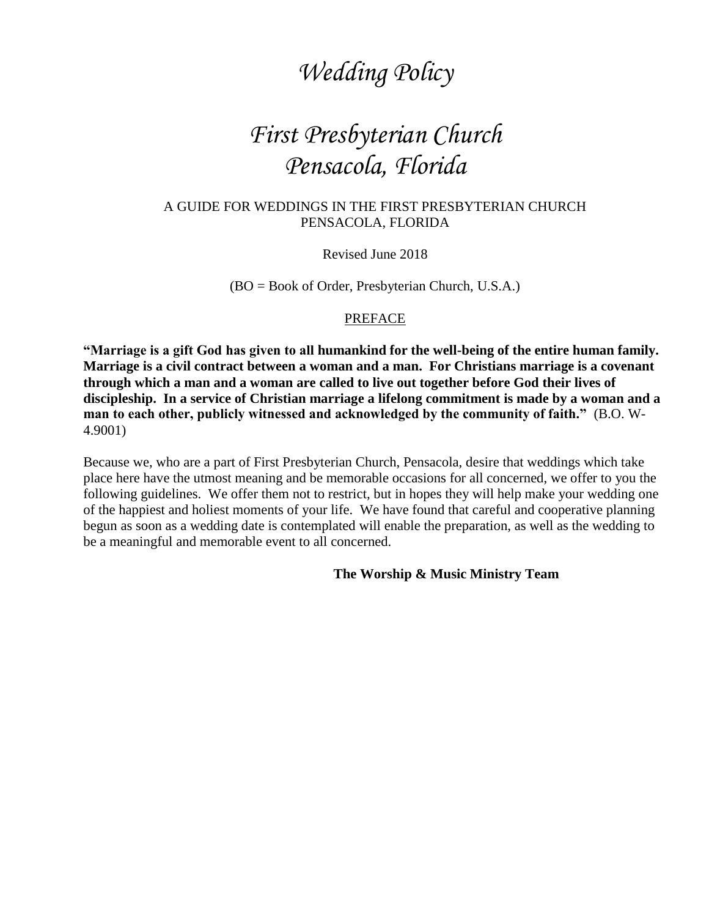# *Wedding Policy*

# *First Presbyterian Church*
# *Pensacola, Florida*

A GUIDE FOR WEDDINGS IN THE FIRST PRESBYTERIAN CHURCH
PENSACOLA, FLORIDA

Revised June 2018

(BO = Book of Order, Presbyterian Church, U.S.A.)

## PREFACE

**"Marriage is a gift God has given to all humankind for the well-being of the entire human family. Marriage is a civil contract between a woman and a man. For Christians marriage is a covenant through which a man and a woman are called to live out together before God their lives of discipleship. In a service of Christian marriage a lifelong commitment is made by a woman and a man to each other, publicly witnessed and acknowledged by the community of faith."** (B.O. W-4.9001)

Because we, who are a part of First Presbyterian Church, Pensacola, desire that weddings which take place here have the utmost meaning and be memorable occasions for all concerned, we offer to you the following guidelines. We offer them not to restrict, but in hopes they will help make your wedding one of the happiest and holiest moments of your life. We have found that careful and cooperative planning begun as soon as a wedding date is contemplated will enable the preparation, as well as the wedding to be a meaningful and memorable event to all concerned.

**The Worship & Music Ministry Team**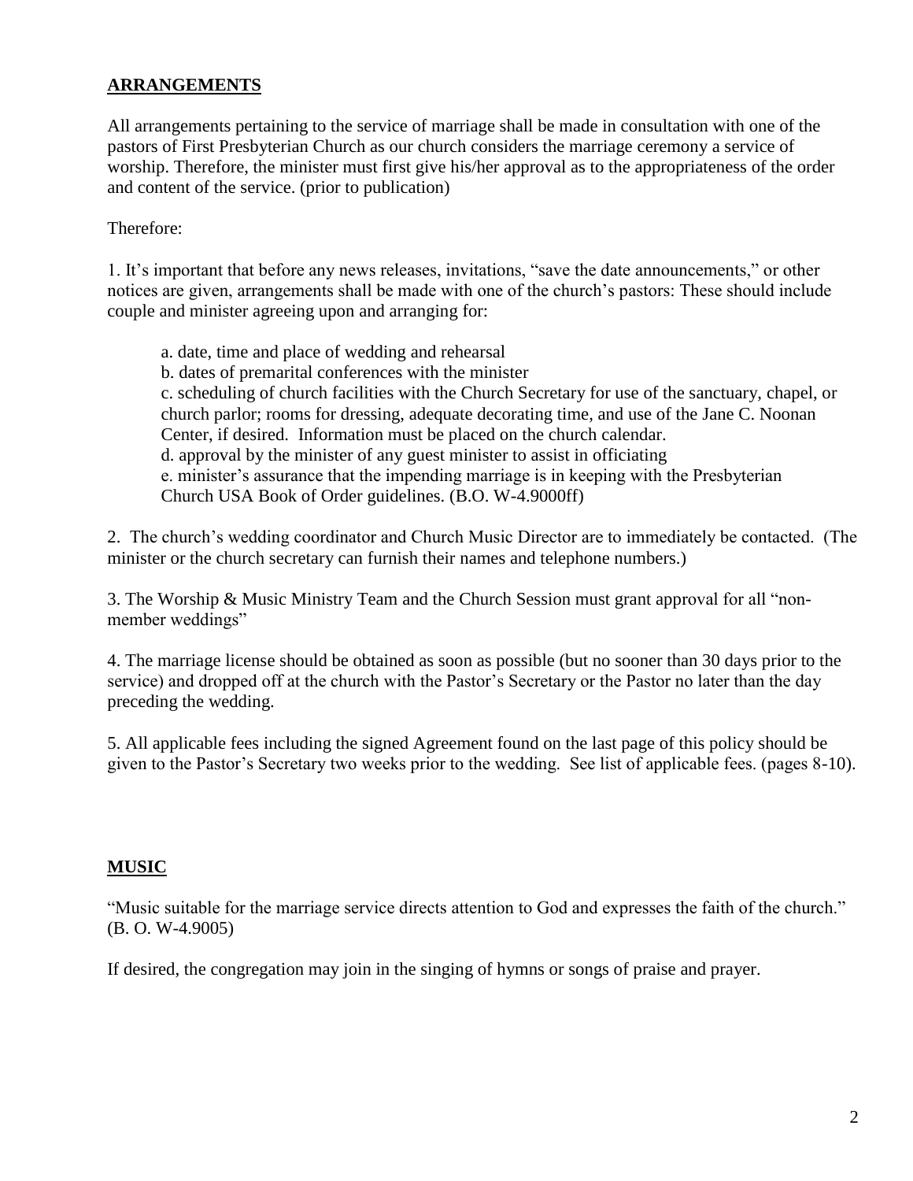## ARRANGEMENTS

All arrangements pertaining to the service of marriage shall be made in consultation with one of the pastors of First Presbyterian Church as our church considers the marriage ceremony a service of worship. Therefore, the minister must first give his/her approval as to the appropriateness of the order and content of the service. (prior to publication)

Therefore:

1. It's important that before any news releases, invitations, "save the date announcements," or other notices are given, arrangements shall be made with one of the church's pastors: These should include couple and minister agreeing upon and arranging for:

   a. date, time and place of wedding and rehearsal
   b. dates of premarital conferences with the minister
   c. scheduling of church facilities with the Church Secretary for use of the sanctuary, chapel, or church parlor; rooms for dressing, adequate decorating time, and use of the Jane C. Noonan Center, if desired. Information must be placed on the church calendar.
   d. approval by the minister of any guest minister to assist in officiating
   e. minister's assurance that the impending marriage is in keeping with the Presbyterian Church USA Book of Order guidelines. (B.O. W-4.9000ff)

2. The church's wedding coordinator and Church Music Director are to immediately be contacted. (The minister or the church secretary can furnish their names and telephone numbers.)

3. The Worship & Music Ministry Team and the Church Session must grant approval for all "non-member weddings"

4. The marriage license should be obtained as soon as possible (but no sooner than 30 days prior to the service) and dropped off at the church with the Pastor's Secretary or the Pastor no later than the day preceding the wedding.

5. All applicable fees including the signed Agreement found on the last page of this policy should be given to the Pastor's Secretary two weeks prior to the wedding. See list of applicable fees. (pages 8-10).

## MUSIC

"Music suitable for the marriage service directs attention to God and expresses the faith of the church." (B. O. W-4.9005)

If desired, the congregation may join in the singing of hymns or songs of praise and prayer.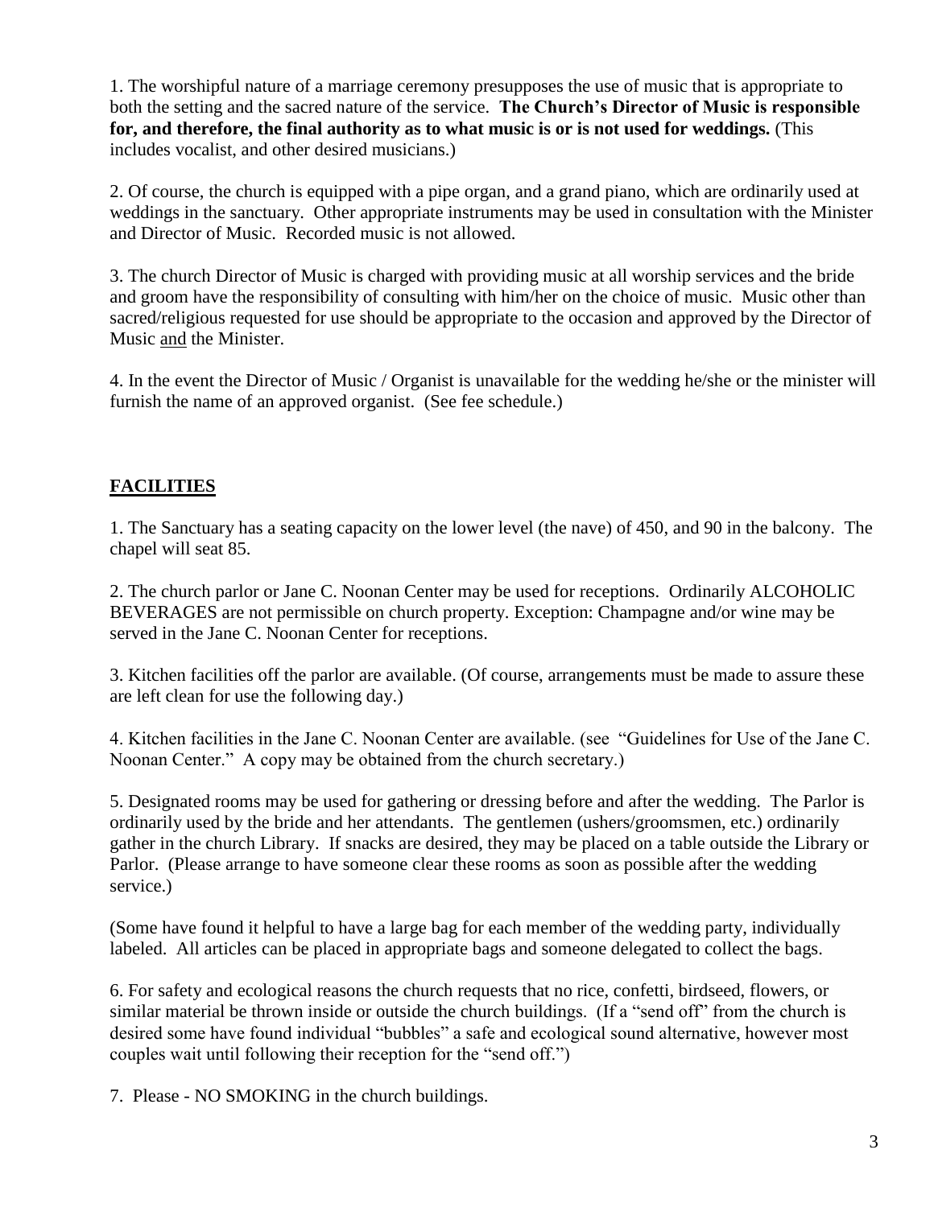1. The worshipful nature of a marriage ceremony presupposes the use of music that is appropriate to both the setting and the sacred nature of the service. **The Church's Director of Music is responsible for, and therefore, the final authority as to what music is or is not used for weddings.** (This includes vocalist, and other desired musicians.)

2. Of course, the church is equipped with a pipe organ, and a grand piano, which are ordinarily used at weddings in the sanctuary. Other appropriate instruments may be used in consultation with the Minister and Director of Music. Recorded music is not allowed.

3. The church Director of Music is charged with providing music at all worship services and the bride and groom have the responsibility of consulting with him/her on the choice of music. Music other than sacred/religious requested for use should be appropriate to the occasion and approved by the Director of Music <u>and</u> the Minister.

4. In the event the Director of Music / Organist is unavailable for the wedding he/she or the minister will furnish the name of an approved organist. (See fee schedule.)

## FACILITIES

1. The Sanctuary has a seating capacity on the lower level (the nave) of 450, and 90 in the balcony. The chapel will seat 85.

2. The church parlor or Jane C. Noonan Center may be used for receptions. Ordinarily ALCOHOLIC BEVERAGES are not permissible on church property. Exception: Champagne and/or wine may be served in the Jane C. Noonan Center for receptions.

3. Kitchen facilities off the parlor are available. (Of course, arrangements must be made to assure these are left clean for use the following day.)

4. Kitchen facilities in the Jane C. Noonan Center are available. (see "Guidelines for Use of the Jane C. Noonan Center." A copy may be obtained from the church secretary.)

5. Designated rooms may be used for gathering or dressing before and after the wedding. The Parlor is ordinarily used by the bride and her attendants. The gentlemen (ushers/groomsmen, etc.) ordinarily gather in the church Library. If snacks are desired, they may be placed on a table outside the Library or Parlor. (Please arrange to have someone clear these rooms as soon as possible after the wedding service.)

(Some have found it helpful to have a large bag for each member of the wedding party, individually labeled. All articles can be placed in appropriate bags and someone delegated to collect the bags.

6. For safety and ecological reasons the church requests that no rice, confetti, birdseed, flowers, or similar material be thrown inside or outside the church buildings. (If a "send off" from the church is desired some have found individual "bubbles" a safe and ecological sound alternative, however most couples wait until following their reception for the "send off.")

7. Please - NO SMOKING in the church buildings.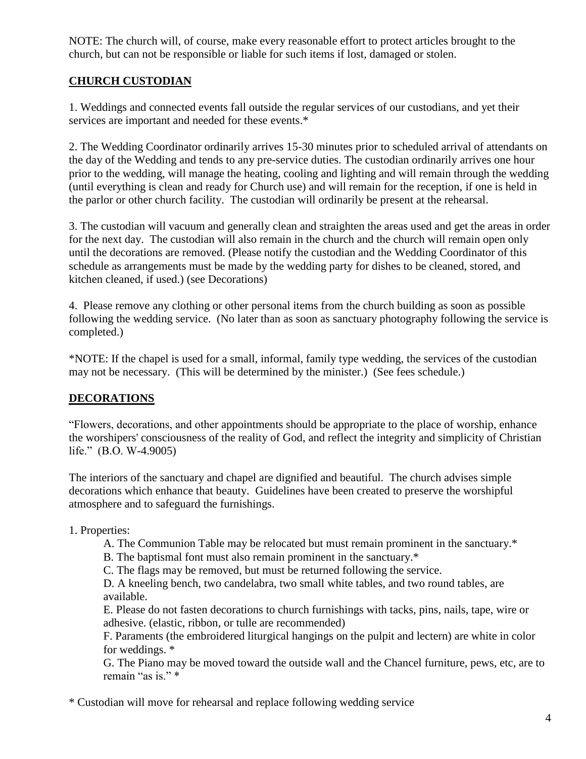NOTE: The church will, of course, make every reasonable effort to protect articles brought to the church, but can not be responsible or liable for such items if lost, damaged or stolen.

## **CHURCH CUSTODIAN**

1. Weddings and connected events fall outside the regular services of our custodians, and yet their services are important and needed for these events.*

2. The Wedding Coordinator ordinarily arrives 15-30 minutes prior to scheduled arrival of attendants on the day of the Wedding and tends to any pre-service duties. The custodian ordinarily arrives one hour prior to the wedding, will manage the heating, cooling and lighting and will remain through the wedding (until everything is clean and ready for Church use) and will remain for the reception, if one is held in the parlor or other church facility. The custodian will ordinarily be present at the rehearsal.

3. The custodian will vacuum and generally clean and straighten the areas used and get the areas in order for the next day. The custodian will also remain in the church and the church will remain open only until the decorations are removed. (Please notify the custodian and the Wedding Coordinator of this schedule as arrangements must be made by the wedding party for dishes to be cleaned, stored, and kitchen cleaned, if used.) (see Decorations)

4. Please remove any clothing or other personal items from the church building as soon as possible following the wedding service. (No later than as soon as sanctuary photography following the service is completed.)

*NOTE: If the chapel is used for a small, informal, family type wedding, the services of the custodian may not be necessary. (This will be determined by the minister.) (See fees schedule.)

## **DECORATIONS**

"Flowers, decorations, and other appointments should be appropriate to the place of worship, enhance the worshipers' consciousness of the reality of God, and reflect the integrity and simplicity of Christian life." (B.O. W-4.9005)

The interiors of the sanctuary and chapel are dignified and beautiful. The church advises simple decorations which enhance that beauty. Guidelines have been created to preserve the worshipful atmosphere and to safeguard the furnishings.

1. Properties:

   A. The Communion Table may be relocated but must remain prominent in the sanctuary.*

   B. The baptismal font must also remain prominent in the sanctuary.*

   C. The flags may be removed, but must be returned following the service.

   D. A kneeling bench, two candelabra, two small white tables, and two round tables, are available.

   E. Please do not fasten decorations to church furnishings with tacks, pins, nails, tape, wire or adhesive. (elastic, ribbon, or tulle are recommended)

   F. Paraments (the embroidered liturgical hangings on the pulpit and lectern) are white in color for weddings. *

   G. The Piano may be moved toward the outside wall and the Chancel furniture, pews, etc, are to remain "as is." *

\* Custodian will move for rehearsal and replace following wedding service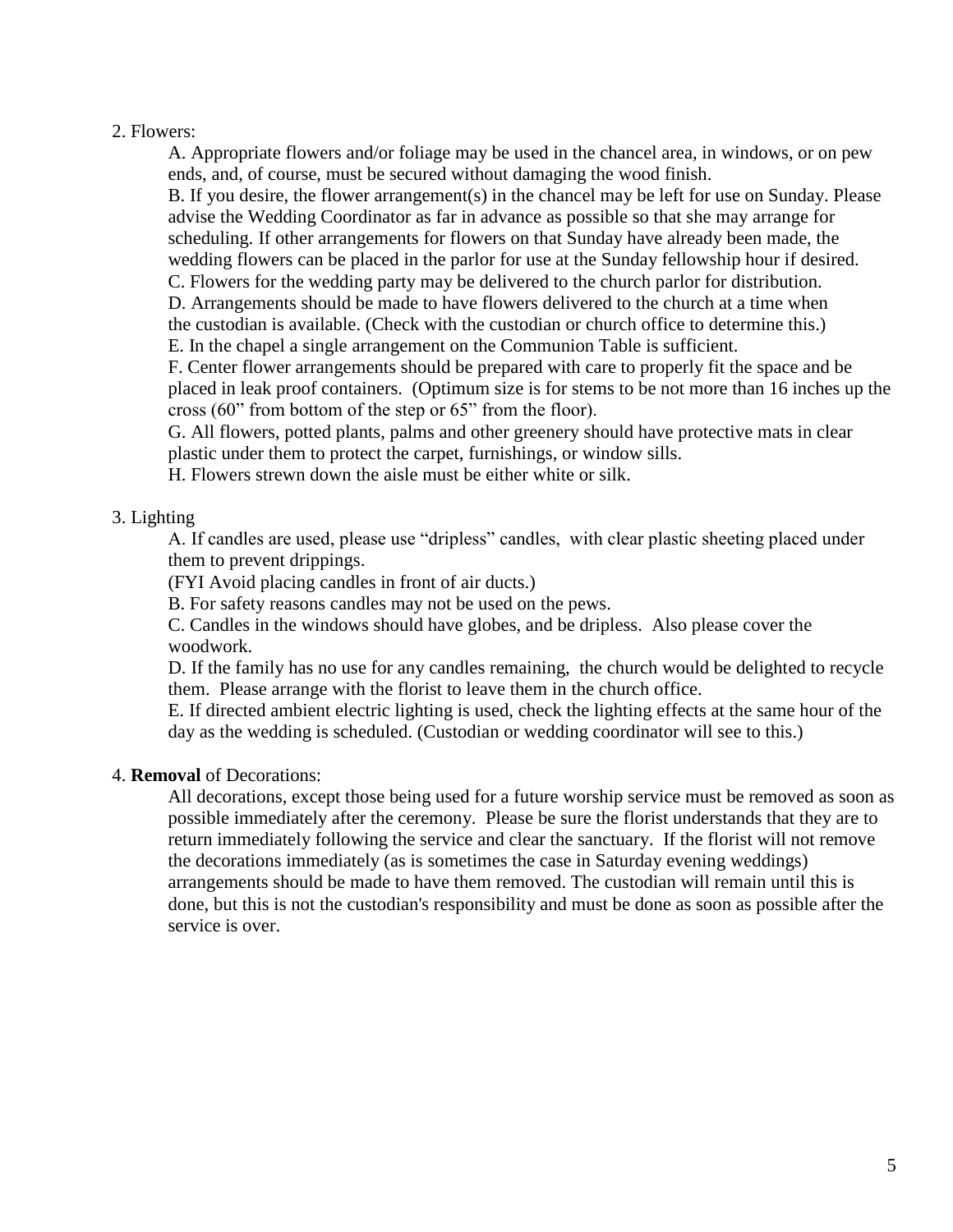2. Flowers:

A. Appropriate flowers and/or foliage may be used in the chancel area, in windows, or on pew ends, and, of course, must be secured without damaging the wood finish.
B. If you desire, the flower arrangement(s) in the chancel may be left for use on Sunday. Please advise the Wedding Coordinator as far in advance as possible so that she may arrange for scheduling. If other arrangements for flowers on that Sunday have already been made, the wedding flowers can be placed in the parlor for use at the Sunday fellowship hour if desired.
C. Flowers for the wedding party may be delivered to the church parlor for distribution.
D. Arrangements should be made to have flowers delivered to the church at a time when the custodian is available. (Check with the custodian or church office to determine this.)
E. In the chapel a single arrangement on the Communion Table is sufficient.
F. Center flower arrangements should be prepared with care to properly fit the space and be placed in leak proof containers. (Optimum size is for stems to be not more than 16 inches up the cross (60" from bottom of the step or 65" from the floor).
G. All flowers, potted plants, palms and other greenery should have protective mats in clear plastic under them to protect the carpet, furnishings, or window sills.
H. Flowers strewn down the aisle must be either white or silk.

3. Lighting

A. If candles are used, please use "dripless" candles, with clear plastic sheeting placed under them to prevent drippings.
(FYI Avoid placing candles in front of air ducts.)
B. For safety reasons candles may not be used on the pews.
C. Candles in the windows should have globes, and be dripless. Also please cover the woodwork.
D. If the family has no use for any candles remaining, the church would be delighted to recycle them. Please arrange with the florist to leave them in the church office.
E. If directed ambient electric lighting is used, check the lighting effects at the same hour of the day as the wedding is scheduled. (Custodian or wedding coordinator will see to this.)

4. **Removal** of Decorations:

All decorations, except those being used for a future worship service must be removed as soon as possible immediately after the ceremony. Please be sure the florist understands that they are to return immediately following the service and clear the sanctuary. If the florist will not remove the decorations immediately (as is sometimes the case in Saturday evening weddings) arrangements should be made to have them removed. The custodian will remain until this is done, but this is not the custodian's responsibility and must be done as soon as possible after the service is over.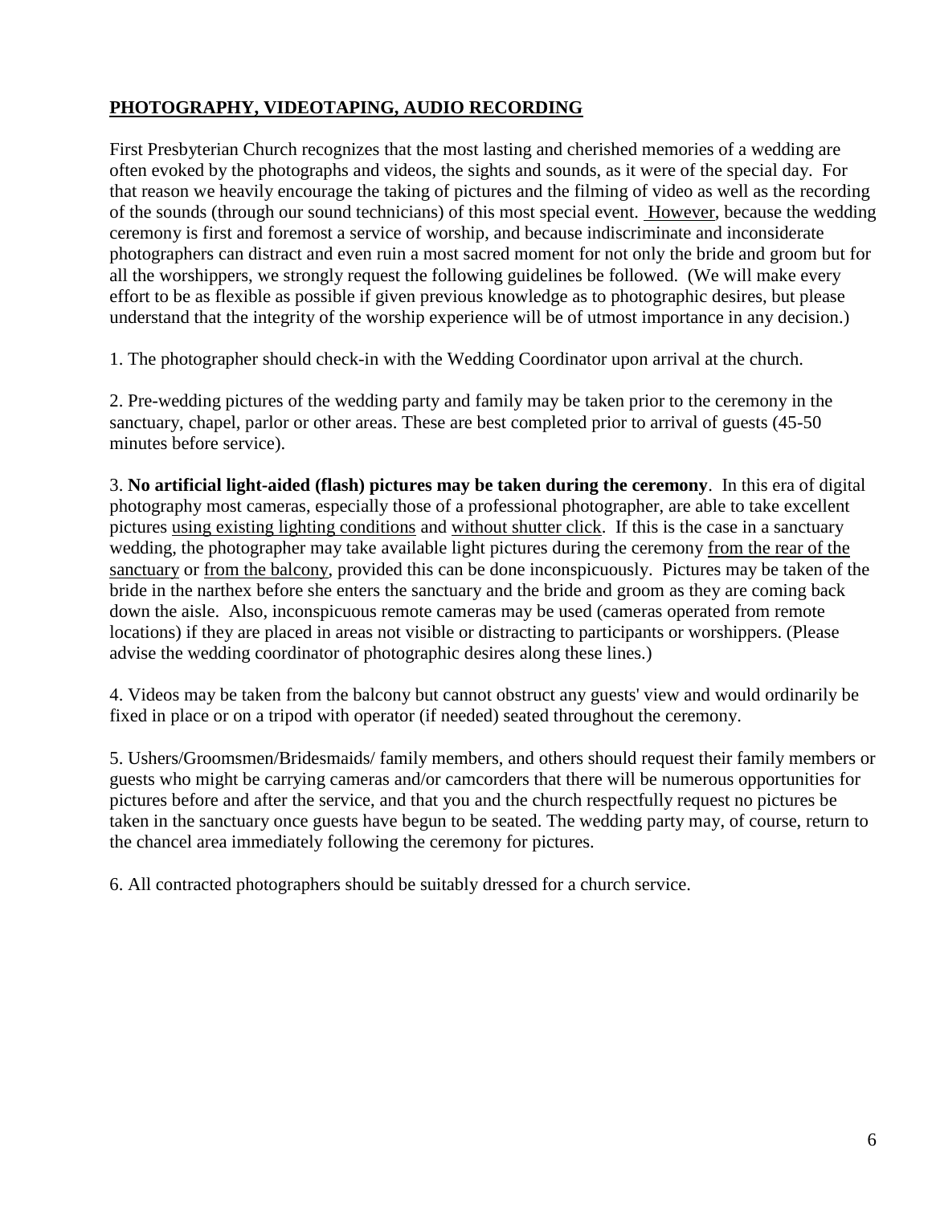## **PHOTOGRAPHY, VIDEOTAPING, AUDIO RECORDING**

First Presbyterian Church recognizes that the most lasting and cherished memories of a wedding are often evoked by the photographs and videos, the sights and sounds, as it were of the special day. For that reason we heavily encourage the taking of pictures and the filming of video as well as the recording of the sounds (through our sound technicians) of this most special event. However, because the wedding ceremony is first and foremost a service of worship, and because indiscriminate and inconsiderate photographers can distract and even ruin a most sacred moment for not only the bride and groom but for all the worshippers, we strongly request the following guidelines be followed. (We will make every effort to be as flexible as possible if given previous knowledge as to photographic desires, but please understand that the integrity of the worship experience will be of utmost importance in any decision.)

1. The photographer should check-in with the Wedding Coordinator upon arrival at the church.

2. Pre-wedding pictures of the wedding party and family may be taken prior to the ceremony in the sanctuary, chapel, parlor or other areas. These are best completed prior to arrival of guests (45-50 minutes before service).

3. **No artificial light-aided (flash) pictures may be taken during the ceremony**. In this era of digital photography most cameras, especially those of a professional photographer, are able to take excellent pictures using existing lighting conditions and without shutter click. If this is the case in a sanctuary wedding, the photographer may take available light pictures during the ceremony from the rear of the sanctuary or from the balcony, provided this can be done inconspicuously. Pictures may be taken of the bride in the narthex before she enters the sanctuary and the bride and groom as they are coming back down the aisle. Also, inconspicuous remote cameras may be used (cameras operated from remote locations) if they are placed in areas not visible or distracting to participants or worshippers. (Please advise the wedding coordinator of photographic desires along these lines.)

4. Videos may be taken from the balcony but cannot obstruct any guests' view and would ordinarily be fixed in place or on a tripod with operator (if needed) seated throughout the ceremony.

5. Ushers/Groomsmen/Bridesmaids/ family members, and others should request their family members or guests who might be carrying cameras and/or camcorders that there will be numerous opportunities for pictures before and after the service, and that you and the church respectfully request no pictures be taken in the sanctuary once guests have begun to be seated. The wedding party may, of course, return to the chancel area immediately following the ceremony for pictures.

6. All contracted photographers should be suitably dressed for a church service.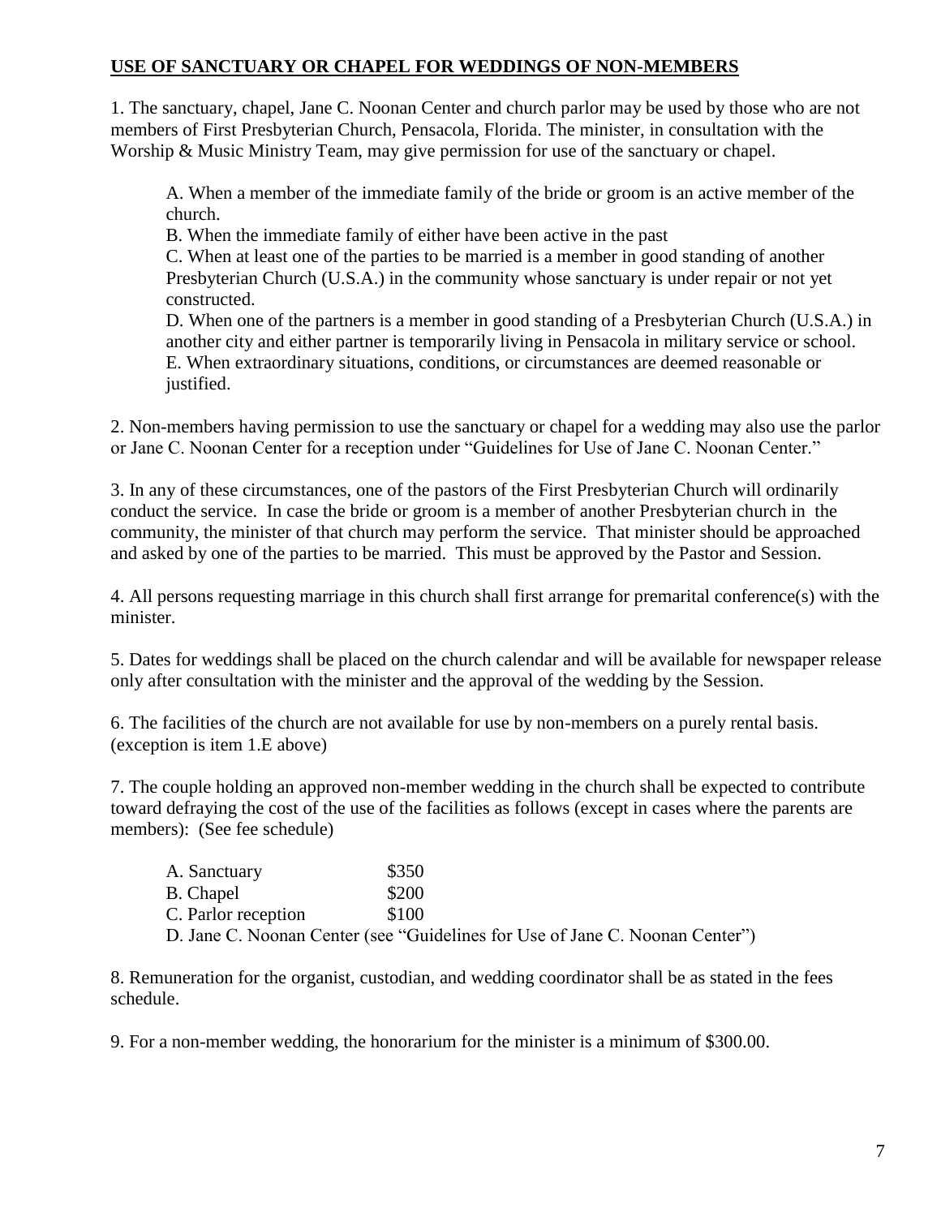## **USE OF SANCTUARY OR CHAPEL FOR WEDDINGS OF NON-MEMBERS**

1. The sanctuary, chapel, Jane C. Noonan Center and church parlor may be used by those who are not members of First Presbyterian Church, Pensacola, Florida. The minister, in consultation with the Worship & Music Ministry Team, may give permission for use of the sanctuary or chapel.

   A. When a member of the immediate family of the bride or groom is an active member of the church.
   B. When the immediate family of either have been active in the past
   C. When at least one of the parties to be married is a member in good standing of another Presbyterian Church (U.S.A.) in the community whose sanctuary is under repair or not yet constructed.
   D. When one of the partners is a member in good standing of a Presbyterian Church (U.S.A.) in another city and either partner is temporarily living in Pensacola in military service or school.
   E. When extraordinary situations, conditions, or circumstances are deemed reasonable or justified.

2. Non-members having permission to use the sanctuary or chapel for a wedding may also use the parlor or Jane C. Noonan Center for a reception under "Guidelines for Use of Jane C. Noonan Center."

3. In any of these circumstances, one of the pastors of the First Presbyterian Church will ordinarily conduct the service. In case the bride or groom is a member of another Presbyterian church in the community, the minister of that church may perform the service. That minister should be approached and asked by one of the parties to be married. This must be approved by the Pastor and Session.

4. All persons requesting marriage in this church shall first arrange for premarital conference(s) with the minister.

5. Dates for weddings shall be placed on the church calendar and will be available for newspaper release only after consultation with the minister and the approval of the wedding by the Session.

6. The facilities of the church are not available for use by non-members on a purely rental basis. (exception is item 1.E above)

7. The couple holding an approved non-member wedding in the church shall be expected to contribute toward defraying the cost of the use of the facilities as follows (except in cases where the parents are members): (See fee schedule)

   A. Sanctuary $350
   B. Chapel $200
   C. Parlor reception $100
   D. Jane C. Noonan Center (see "Guidelines for Use of Jane C. Noonan Center")

8. Remuneration for the organist, custodian, and wedding coordinator shall be as stated in the fees schedule.

9. For a non-member wedding, the honorarium for the minister is a minimum of $300.00.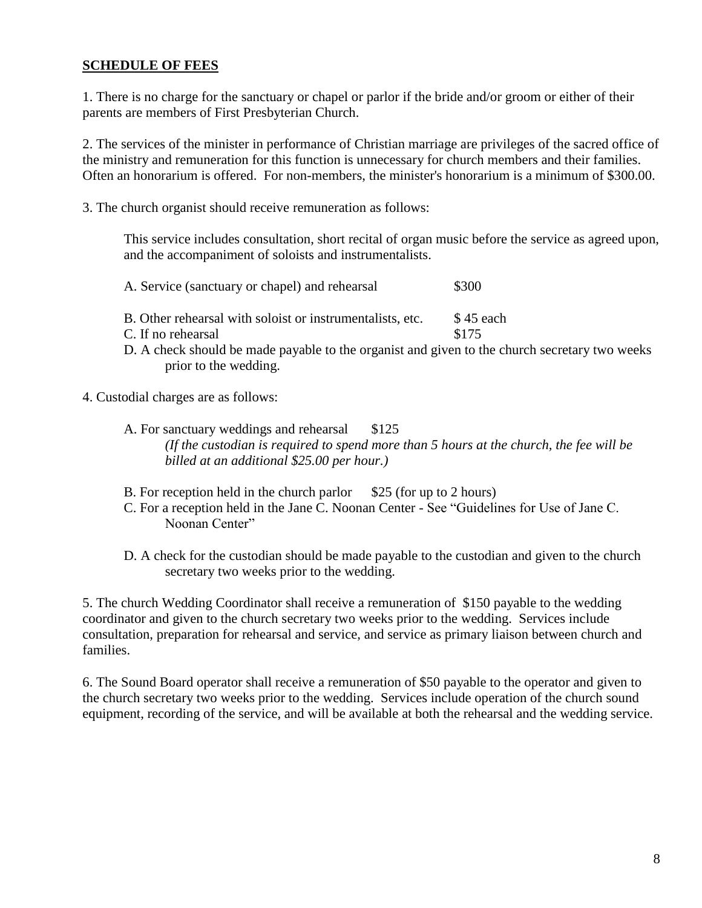## **SCHEDULE OF FEES**

1. There is no charge for the sanctuary or chapel or parlor if the bride and/or groom or either of their parents are members of First Presbyterian Church.

2. The services of the minister in performance of Christian marriage are privileges of the sacred office of the ministry and remuneration for this function is unnecessary for church members and their families. Often an honorarium is offered. For non-members, the minister's honorarium is a minimum of $300.00.

3. The church organist should receive remuneration as follows:

This service includes consultation, short recital of organ music before the service as agreed upon, and the accompaniment of soloists and instrumentalists.

A. Service (sanctuary or chapel) and rehearsal $300

B. Other rehearsal with soloist or instrumentalists, etc. $ 45 each

C. If no rehearsal $175

D. A check should be made payable to the organist and given to the church secretary two weeks prior to the wedding.

4. Custodial charges are as follows:

A. For sanctuary weddings and rehearsal $125

*(If the custodian is required to spend more than 5 hours at the church, the fee will be billed at an additional $25.00 per hour.)*

B. For reception held in the church parlor $25 (for up to 2 hours)

C. For a reception held in the Jane C. Noonan Center - See "Guidelines for Use of Jane C. Noonan Center"

D. A check for the custodian should be made payable to the custodian and given to the church secretary two weeks prior to the wedding.

5. The church Wedding Coordinator shall receive a remuneration of $150 payable to the wedding coordinator and given to the church secretary two weeks prior to the wedding. Services include consultation, preparation for rehearsal and service, and service as primary liaison between church and families.

6. The Sound Board operator shall receive a remuneration of $50 payable to the operator and given to the church secretary two weeks prior to the wedding. Services include operation of the church sound equipment, recording of the service, and will be available at both the rehearsal and the wedding service.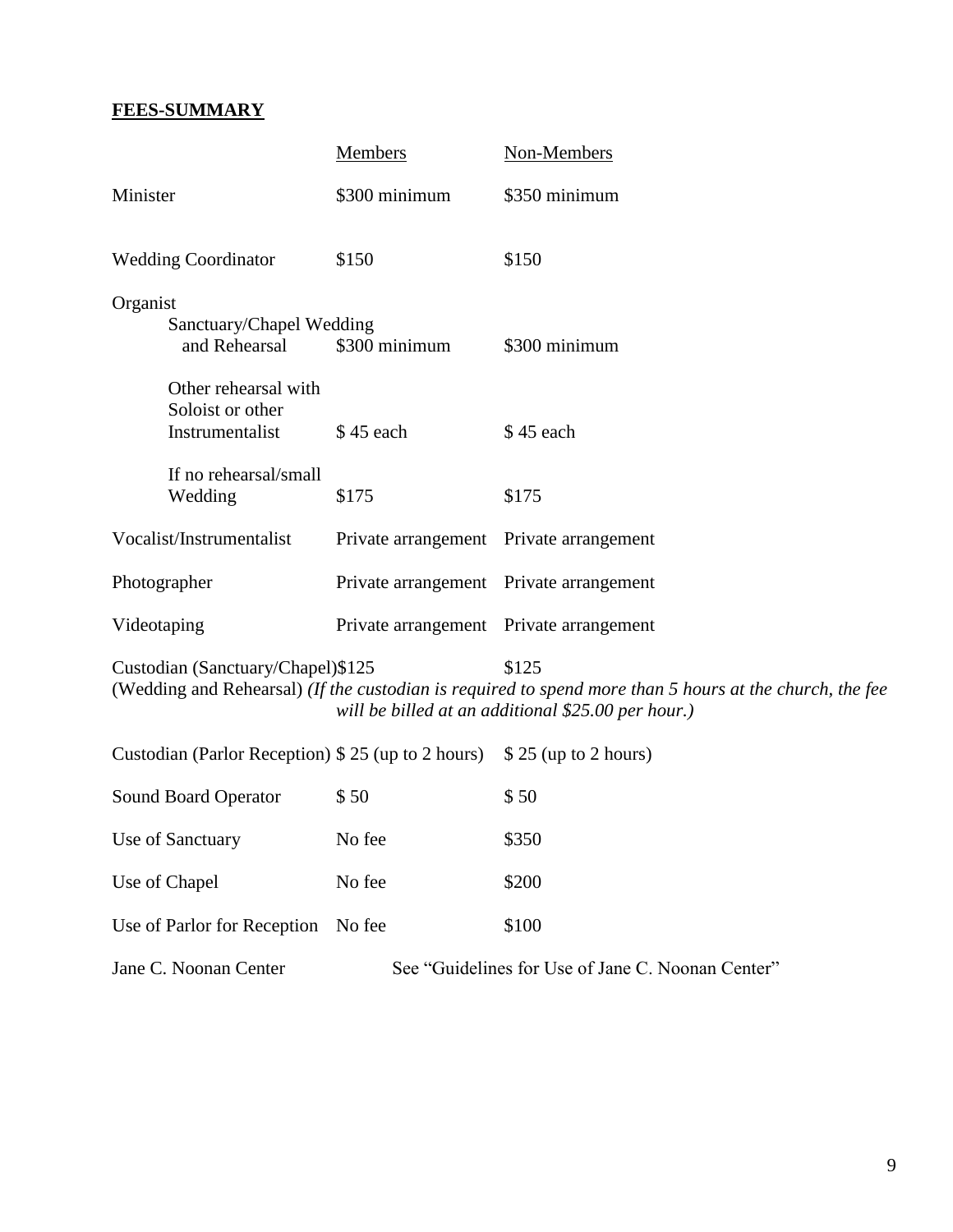**FEES-SUMMARY**

| | Members | Non-Members |
|---|---|---|
| Minister | $300 minimum | $350 minimum |
| Wedding Coordinator | $150 | $150 |
| Organist | | |
| Sanctuary/Chapel Wedding and Rehearsal | $300 minimum | $300 minimum |
| Other rehearsal with Soloist or other Instrumentalist | $ 45 each | $ 45 each |
| If no rehearsal/small Wedding | $175 | $175 |
| Vocalist/Instrumentalist | Private arrangement | Private arrangement |
| Photographer | Private arrangement | Private arrangement |
| Videotaping | Private arrangement | Private arrangement |
| Custodian (Sanctuary/Chapel) (Wedding and Rehearsal) | $125 | $125 |
| Custodian (Parlor Reception) | $ 25 (up to 2 hours) | $ 25 (up to 2 hours) |
| Sound Board Operator | $ 50 | $ 50 |
| Use of Sanctuary | No fee | $350 |
| Use of Chapel | No fee | $200 |
| Use of Parlor for Reception | No fee | $100 |
| Jane C. Noonan Center | See "Guidelines for Use of Jane C. Noonan Center" | |

*(If the custodian is required to spend more than 5 hours at the church, the fee will be billed at an additional $25.00 per hour.)*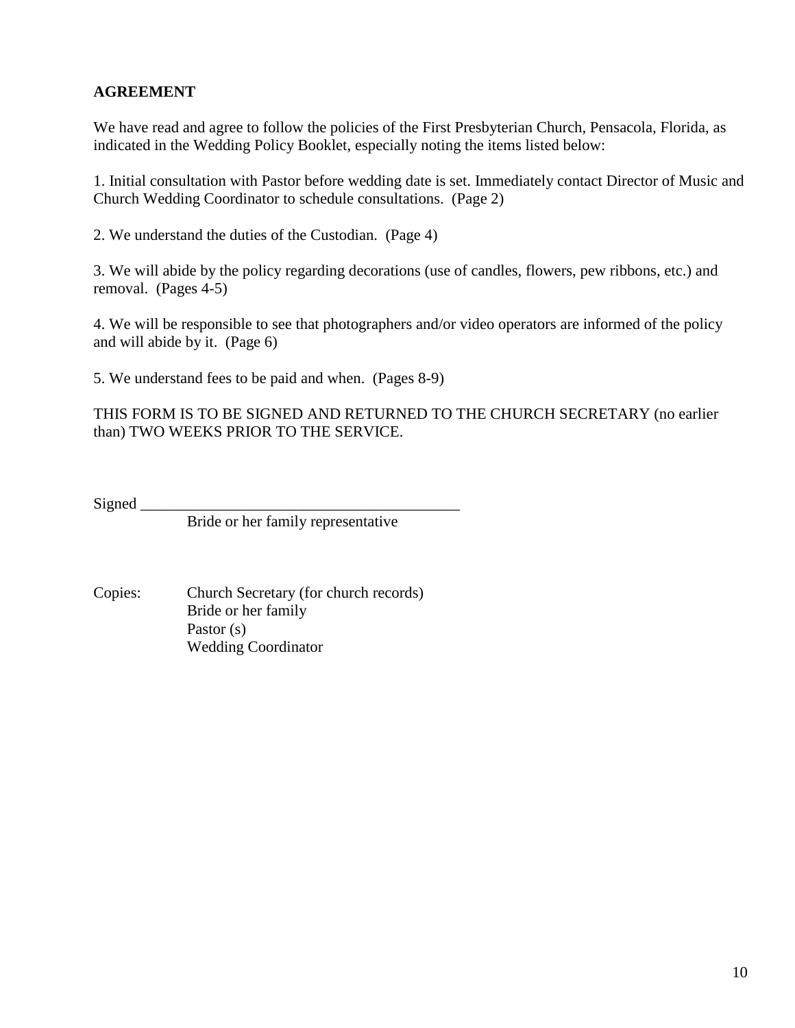**AGREEMENT**

We have read and agree to follow the policies of the First Presbyterian Church, Pensacola, Florida, as indicated in the Wedding Policy Booklet, especially noting the items listed below:

1. Initial consultation with Pastor before wedding date is set. Immediately contact Director of Music and Church Wedding Coordinator to schedule consultations. (Page 2)

2. We understand the duties of the Custodian. (Page 4)

3. We will abide by the policy regarding decorations (use of candles, flowers, pew ribbons, etc.) and removal. (Pages 4-5)

4. We will be responsible to see that photographers and/or video operators are informed of the policy and will abide by it. (Page 6)

5. We understand fees to be paid and when. (Pages 8-9)

THIS FORM IS TO BE SIGNED AND RETURNED TO THE CHURCH SECRETARY (no earlier than) TWO WEEKS PRIOR TO THE SERVICE.

Signed ___________________________________________

Bride or her family representative

Copies: Church Secretary (for church records)
Bride or her family
Pastor (s)
Wedding Coordinator